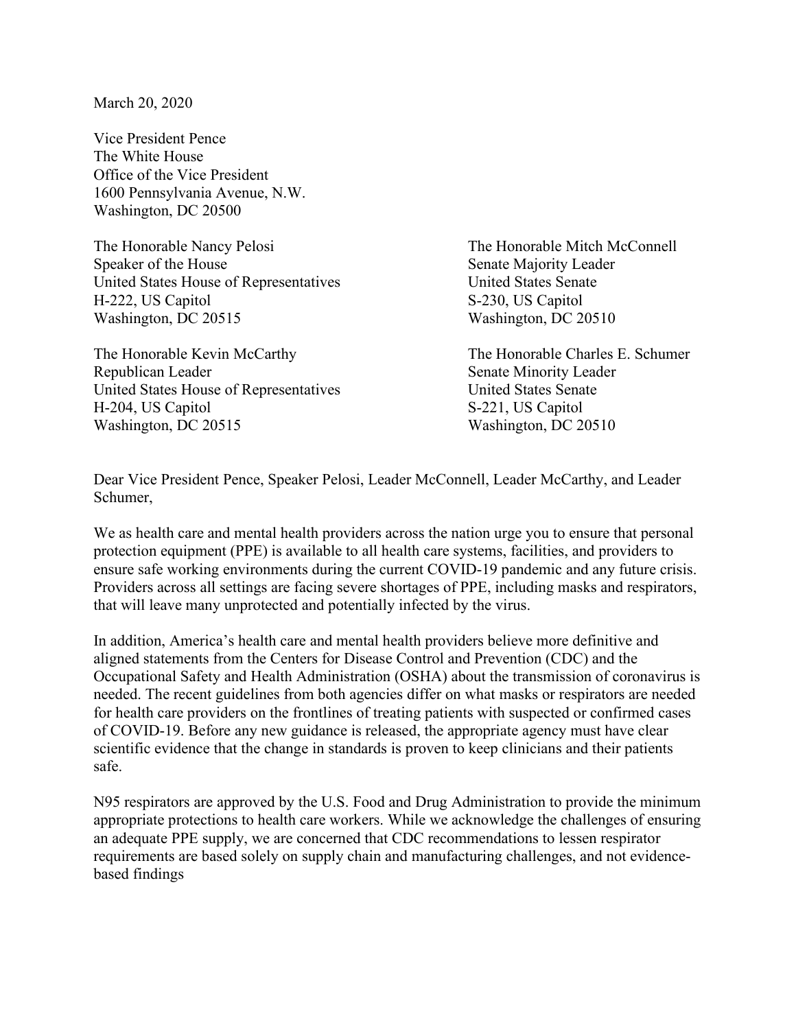March 20, 2020

Vice President Pence
The White House
Office of the Vice President
1600 Pennsylvania Avenue, N.W.
Washington, DC 20500

The Honorable Nancy Pelosi
Speaker of the House
United States House of Representatives
H-222, US Capitol
Washington, DC 20515

The Honorable Mitch McConnell
Senate Majority Leader
United States Senate
S-230, US Capitol
Washington, DC 20510

The Honorable Kevin McCarthy
Republican Leader
United States House of Representatives
H-204, US Capitol
Washington, DC 20515

The Honorable Charles E. Schumer
Senate Minority Leader
United States Senate
S-221, US Capitol
Washington, DC 20510

Dear Vice President Pence, Speaker Pelosi, Leader McConnell, Leader McCarthy, and Leader Schumer,

We as health care and mental health providers across the nation urge you to ensure that personal protection equipment (PPE) is available to all health care systems, facilities, and providers to ensure safe working environments during the current COVID-19 pandemic and any future crisis. Providers across all settings are facing severe shortages of PPE, including masks and respirators, that will leave many unprotected and potentially infected by the virus.

In addition, America's health care and mental health providers believe more definitive and aligned statements from the Centers for Disease Control and Prevention (CDC) and the Occupational Safety and Health Administration (OSHA) about the transmission of coronavirus is needed. The recent guidelines from both agencies differ on what masks or respirators are needed for health care providers on the frontlines of treating patients with suspected or confirmed cases of COVID-19. Before any new guidance is released, the appropriate agency must have clear scientific evidence that the change in standards is proven to keep clinicians and their patients safe.

N95 respirators are approved by the U.S. Food and Drug Administration to provide the minimum appropriate protections to health care workers. While we acknowledge the challenges of ensuring an adequate PPE supply, we are concerned that CDC recommendations to lessen respirator requirements are based solely on supply chain and manufacturing challenges, and not evidence-based findings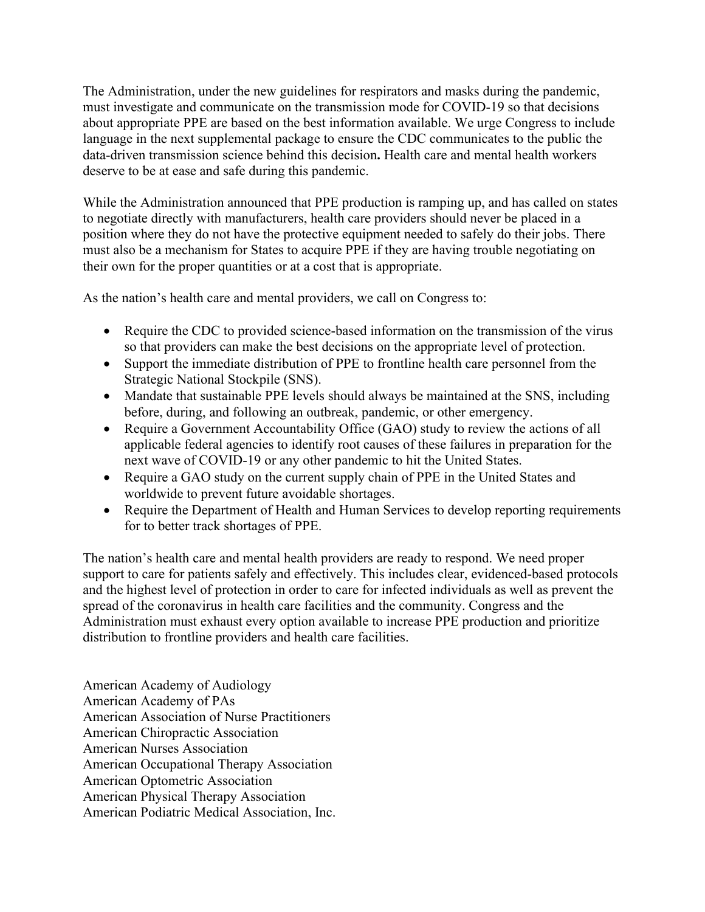The Administration, under the new guidelines for respirators and masks during the pandemic, must investigate and communicate on the transmission mode for COVID-19 so that decisions about appropriate PPE are based on the best information available. We urge Congress to include language in the next supplemental package to ensure the CDC communicates to the public the data-driven transmission science behind this decision**.** Health care and mental health workers deserve to be at ease and safe during this pandemic.

While the Administration announced that PPE production is ramping up, and has called on states to negotiate directly with manufacturers, health care providers should never be placed in a position where they do not have the protective equipment needed to safely do their jobs. There must also be a mechanism for States to acquire PPE if they are having trouble negotiating on their own for the proper quantities or at a cost that is appropriate.

As the nation's health care and mental providers, we call on Congress to:

- Require the CDC to provided science-based information on the transmission of the virus so that providers can make the best decisions on the appropriate level of protection.
- Support the immediate distribution of PPE to frontline health care personnel from the Strategic National Stockpile (SNS).
- Mandate that sustainable PPE levels should always be maintained at the SNS, including before, during, and following an outbreak, pandemic, or other emergency.
- Require a Government Accountability Office (GAO) study to review the actions of all applicable federal agencies to identify root causes of these failures in preparation for the next wave of COVID-19 or any other pandemic to hit the United States.
- Require a GAO study on the current supply chain of PPE in the United States and worldwide to prevent future avoidable shortages.
- Require the Department of Health and Human Services to develop reporting requirements for to better track shortages of PPE.

The nation's health care and mental health providers are ready to respond. We need proper support to care for patients safely and effectively. This includes clear, evidenced-based protocols and the highest level of protection in order to care for infected individuals as well as prevent the spread of the coronavirus in health care facilities and the community. Congress and the Administration must exhaust every option available to increase PPE production and prioritize distribution to frontline providers and health care facilities.

American Academy of Audiology
American Academy of PAs
American Association of Nurse Practitioners
American Chiropractic Association
American Nurses Association
American Occupational Therapy Association
American Optometric Association
American Physical Therapy Association
American Podiatric Medical Association, Inc.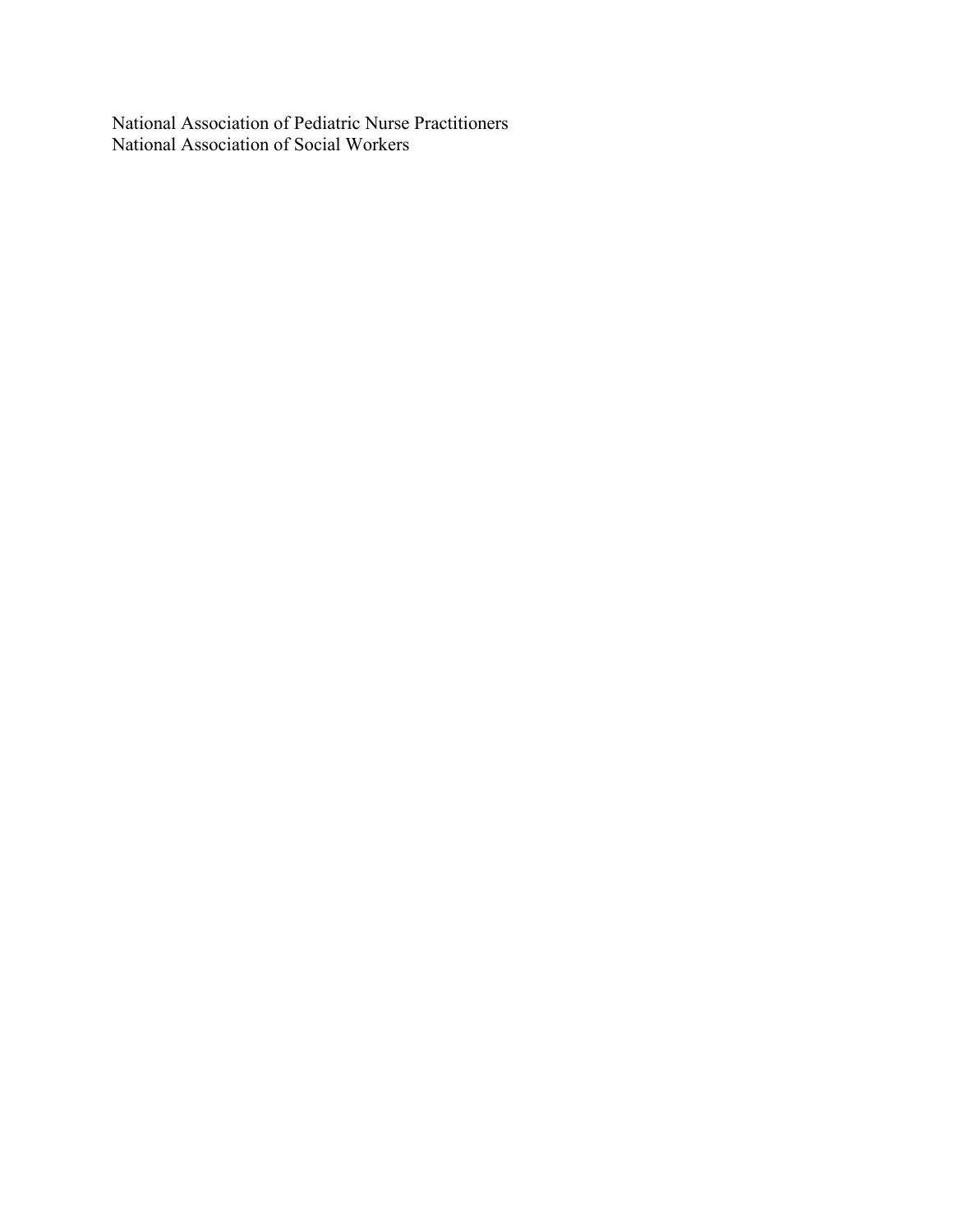National Association of Pediatric Nurse Practitioners
National Association of Social Workers